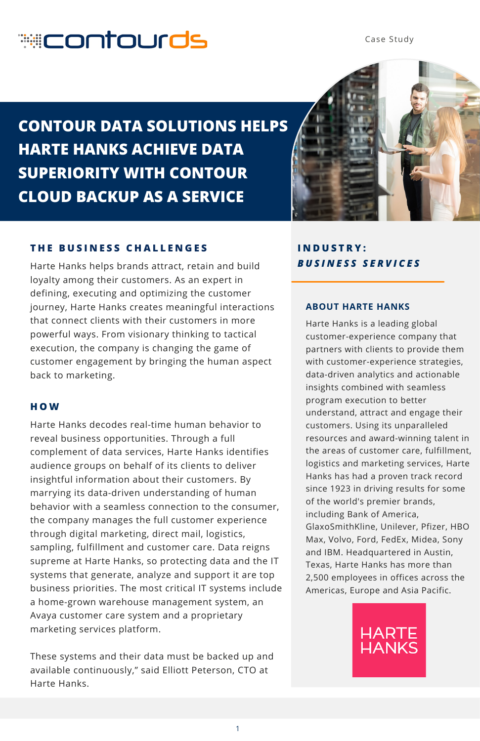contourds

Case Study

# CONTOUR DATA SOLUTIONS HELPS HARTE HANKS ACHIEVE DATA SUPERIORITY WITH CONTOUR CLOUD BACKUP AS A SERVICE

## THE BUSINESS CHALLENGES

Harte Hanks helps brands attract, retain and build loyalty among their customers. As an expert in defining, executing and optimizing the customer journey, Harte Hanks creates meaningful interactions that connect clients with their customers in more powerful ways. From visionary thinking to tactical execution, the company is changing the game of customer engagement by bringing the human aspect back to marketing.

## HOW

Harte Hanks decodes real-time human behavior to reveal business opportunities. Through a full complement of data services, Harte Hanks identifies audience groups on behalf of its clients to deliver insightful information about their customers. By marrying its data-driven understanding of human behavior with a seamless connection to the consumer, the company manages the full customer experience through digital marketing, direct mail, logistics, sampling, fulfillment and customer care. Data reigns supreme at Harte Hanks, so protecting data and the IT systems that generate, analyze and support it are top business priorities. The most critical IT systems include a home-grown warehouse management system, an Avaya customer care system and a proprietary marketing services platform.

These systems and their data must be backed up and available continuously," said Elliott Peterson, CTO at Harte Hanks.

## INDUSTRY: *BUSINESS SERVICES*

### ABOUT HARTE HANKS

Harte Hanks is a leading global customer-experience company that partners with clients to provide them with customer-experience strategies, data-driven analytics and actionable insights combined with seamless program execution to better understand, attract and engage their customers. Using its unparalleled resources and award-winning talent in the areas of customer care, fulfillment, logistics and marketing services, Harte Hanks has had a proven track record since 1923 in driving results for some of the world's premier brands, including Bank of America, GlaxoSmithKline, Unilever, Pfizer, HBO Max, Volvo, Ford, FedEx, Midea, Sony and IBM. Headquartered in Austin, Texas, Harte Hanks has more than 2,500 employees in offices across the Americas, Europe and Asia Pacific.

HARTE HANKS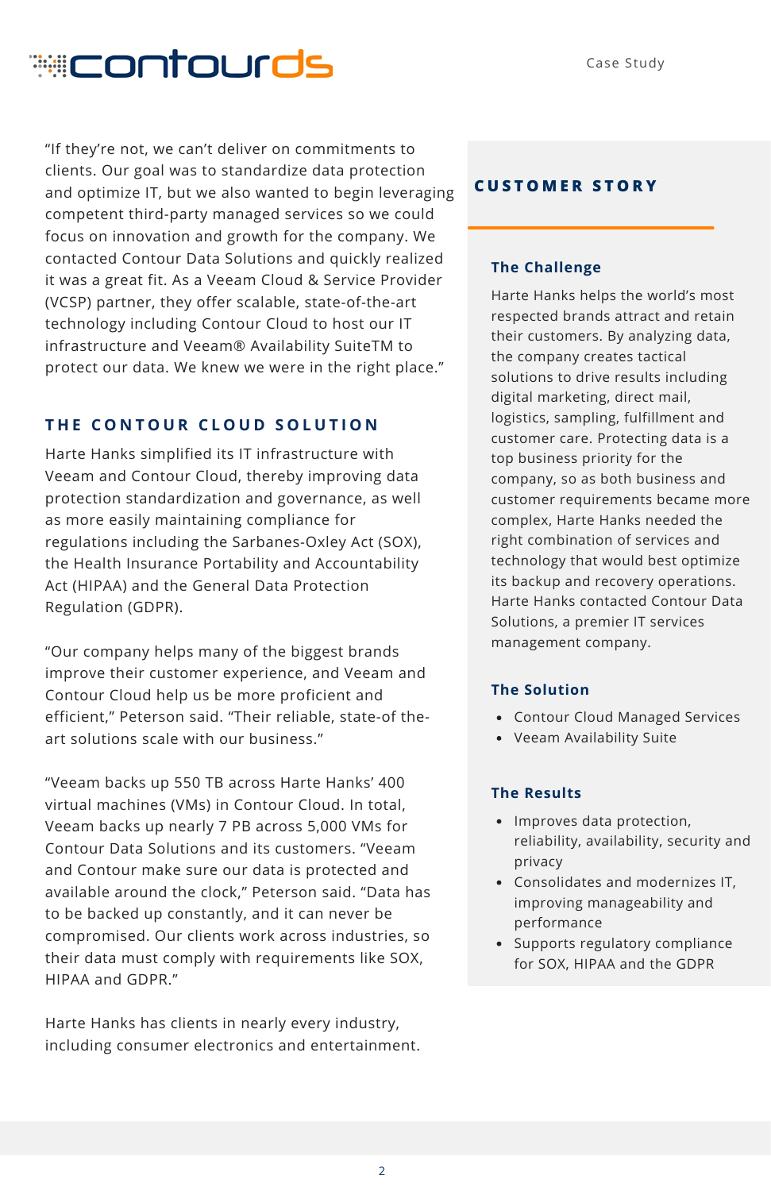"If they're not, we can't deliver on commitments to clients. Our goal was to standardize data protection and optimize IT, but we also wanted to begin leveraging competent third-party managed services so we could focus on innovation and growth for the company. We contacted Contour Data Solutions and quickly realized it was a great fit. As a Veeam Cloud & Service Provider (VCSP) partner, they offer scalable, state-of-the-art technology including Contour Cloud to host our IT infrastructure and Veeam® Availability SuiteTM to protect our data. We knew we were in the right place."

## THE CONTOUR CLOUD SOLUTION

Harte Hanks simplified its IT infrastructure with Veeam and Contour Cloud, thereby improving data protection standardization and governance, as well as more easily maintaining compliance for regulations including the Sarbanes-Oxley Act (SOX), the Health Insurance Portability and Accountability Act (HIPAA) and the General Data Protection Regulation (GDPR).

"Our company helps many of the biggest brands improve their customer experience, and Veeam and Contour Cloud help us be more proficient and efficient," Peterson said. "Their reliable, state-of-the-art solutions scale with our business."

"Veeam backs up 550 TB across Harte Hanks' 400 virtual machines (VMs) in Contour Cloud. In total, Veeam backs up nearly 7 PB across 5,000 VMs for Contour Data Solutions and its customers. "Veeam and Contour make sure our data is protected and available around the clock," Peterson said. "Data has to be backed up constantly, and it can never be compromised. Our clients work across industries, so their data must comply with requirements like SOX, HIPAA and GDPR."

Harte Hanks has clients in nearly every industry, including consumer electronics and entertainment.

## CUSTOMER STORY

### The Challenge

Harte Hanks helps the world's most respected brands attract and retain their customers. By analyzing data, the company creates tactical solutions to drive results including digital marketing, direct mail, logistics, sampling, fulfillment and customer care. Protecting data is a top business priority for the company, so as both business and customer requirements became more complex, Harte Hanks needed the right combination of services and technology that would best optimize its backup and recovery operations. Harte Hanks contacted Contour Data Solutions, a premier IT services management company.

### The Solution

- Contour Cloud Managed Services
- Veeam Availability Suite

### The Results

- Improves data protection, reliability, availability, security and privacy
- Consolidates and modernizes IT, improving manageability and performance
- Supports regulatory compliance for SOX, HIPAA and the GDPR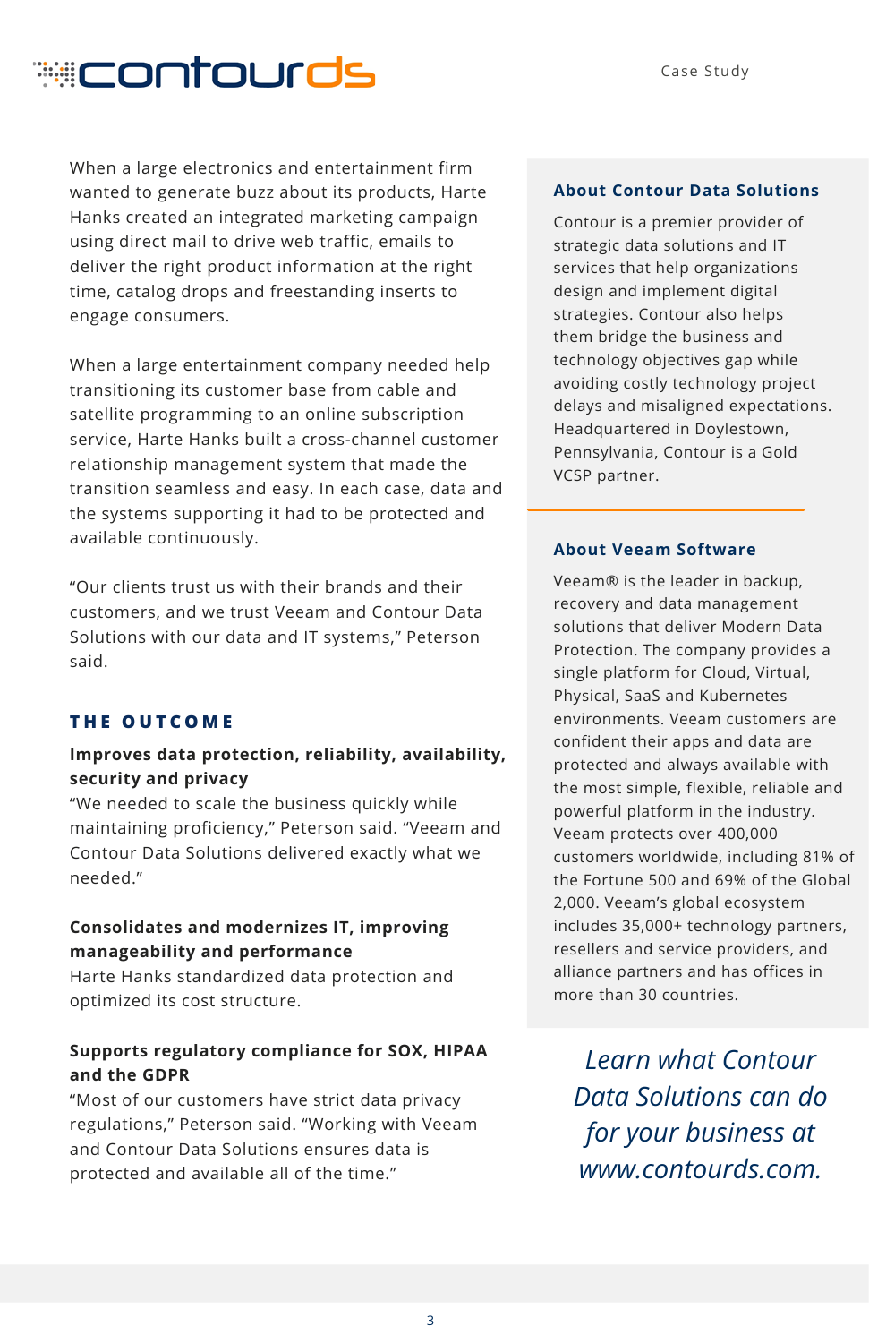When a large electronics and entertainment firm wanted to generate buzz about its products, Harte Hanks created an integrated marketing campaign using direct mail to drive web traffic, emails to deliver the right product information at the right time, catalog drops and freestanding inserts to engage consumers.

When a large entertainment company needed help transitioning its customer base from cable and satellite programming to an online subscription service, Harte Hanks built a cross-channel customer relationship management system that made the transition seamless and easy. In each case, data and the systems supporting it had to be protected and available continuously.

"Our clients trust us with their brands and their customers, and we trust Veeam and Contour Data Solutions with our data and IT systems," Peterson said.

## THE OUTCOME

**Improves data protection, reliability, availability, security and privacy**

"We needed to scale the business quickly while maintaining proficiency," Peterson said. "Veeam and Contour Data Solutions delivered exactly what we needed."

**Consolidates and modernizes IT, improving manageability and performance**

Harte Hanks standardized data protection and optimized its cost structure.

**Supports regulatory compliance for SOX, HIPAA and the GDPR**

"Most of our customers have strict data privacy regulations," Peterson said. "Working with Veeam and Contour Data Solutions ensures data is protected and available all of the time."

### About Contour Data Solutions

Contour is a premier provider of strategic data solutions and IT services that help organizations design and implement digital strategies. Contour also helps them bridge the business and technology objectives gap while avoiding costly technology project delays and misaligned expectations. Headquartered in Doylestown, Pennsylvania, Contour is a Gold VCSP partner.

### About Veeam Software

Veeam® is the leader in backup, recovery and data management solutions that deliver Modern Data Protection. The company provides a single platform for Cloud, Virtual, Physical, SaaS and Kubernetes environments. Veeam customers are confident their apps and data are protected and always available with the most simple, flexible, reliable and powerful platform in the industry. Veeam protects over 400,000 customers worldwide, including 81% of the Fortune 500 and 69% of the Global 2,000. Veeam's global ecosystem includes 35,000+ technology partners, resellers and service providers, and alliance partners and has offices in more than 30 countries.

*Learn what Contour Data Solutions can do for your business at www.contourds.com.*